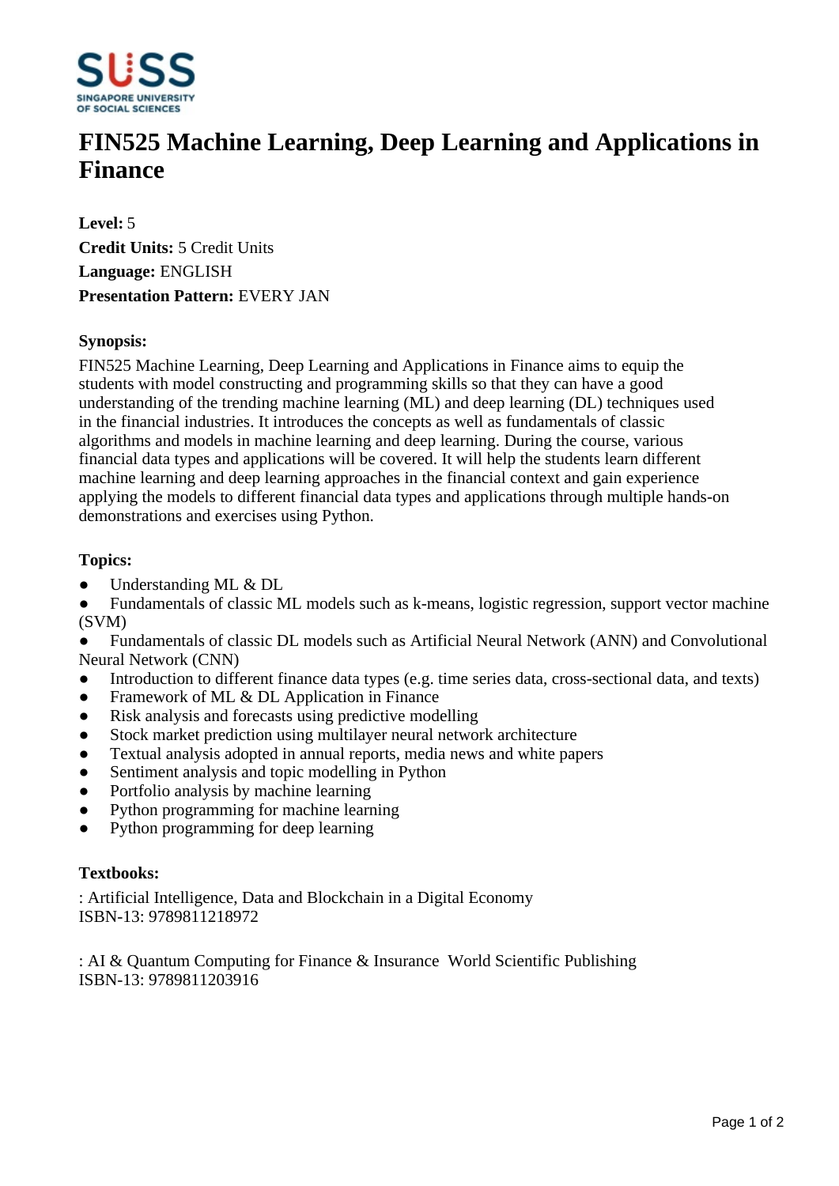# FIN525 Machine Learning, Deep Learning and Applications in Finance

**Level:** 5
**Credit Units:** 5 Credit Units
**Language:** ENGLISH
**Presentation Pattern:** EVERY JAN

### Synopsis:

FIN525 Machine Learning, Deep Learning and Applications in Finance aims to equip the students with model constructing and programming skills so that they can have a good understanding of the trending machine learning (ML) and deep learning (DL) techniques used in the financial industries. It introduces the concepts as well as fundamentals of classic algorithms and models in machine learning and deep learning. During the course, various financial data types and applications will be covered. It will help the students learn different machine learning and deep learning approaches in the financial context and gain experience applying the models to different financial data types and applications through multiple hands-on demonstrations and exercises using Python.

### Topics:

- Understanding ML & DL
- Fundamentals of classic ML models such as k-means, logistic regression, support vector machine (SVM)
- Fundamentals of classic DL models such as Artificial Neural Network (ANN) and Convolutional Neural Network (CNN)
- Introduction to different finance data types (e.g. time series data, cross-sectional data, and texts)
- Framework of ML & DL Application in Finance
- Risk analysis and forecasts using predictive modelling
- Stock market prediction using multilayer neural network architecture
- Textual analysis adopted in annual reports, media news and white papers
- Sentiment analysis and topic modelling in Python
- Portfolio analysis by machine learning
- Python programming for machine learning
- Python programming for deep learning

### Textbooks:

: Artificial Intelligence, Data and Blockchain in a Digital Economy
ISBN-13: 9789811218972

: AI & Quantum Computing for Finance & Insurance World Scientific Publishing
ISBN-13: 9789811203916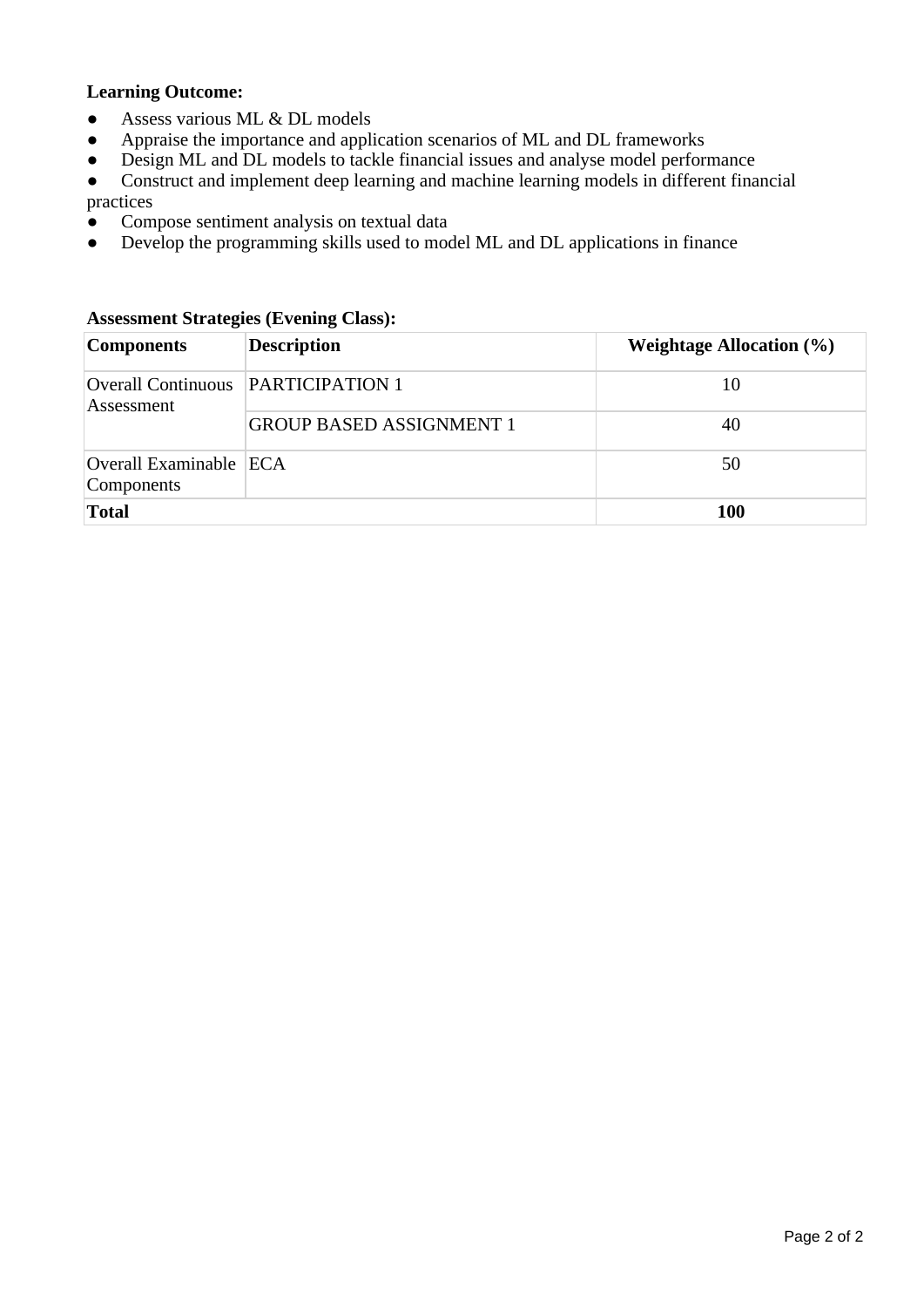**Learning Outcome:**

- Assess various ML & DL models
- Appraise the importance and application scenarios of ML and DL frameworks
- Design ML and DL models to tackle financial issues and analyse model performance
- Construct and implement deep learning and machine learning models in different financial practices
- Compose sentiment analysis on textual data
- Develop the programming skills used to model ML and DL applications in finance

**Assessment Strategies (Evening Class):**

| Components | Description | Weightage Allocation (%) |
|---|---|---|
| Overall Continuous Assessment | PARTICIPATION 1 | 10 |
| | GROUP BASED ASSIGNMENT 1 | 40 |
| Overall Examinable Components | ECA | 50 |
| **Total** | | **100** |